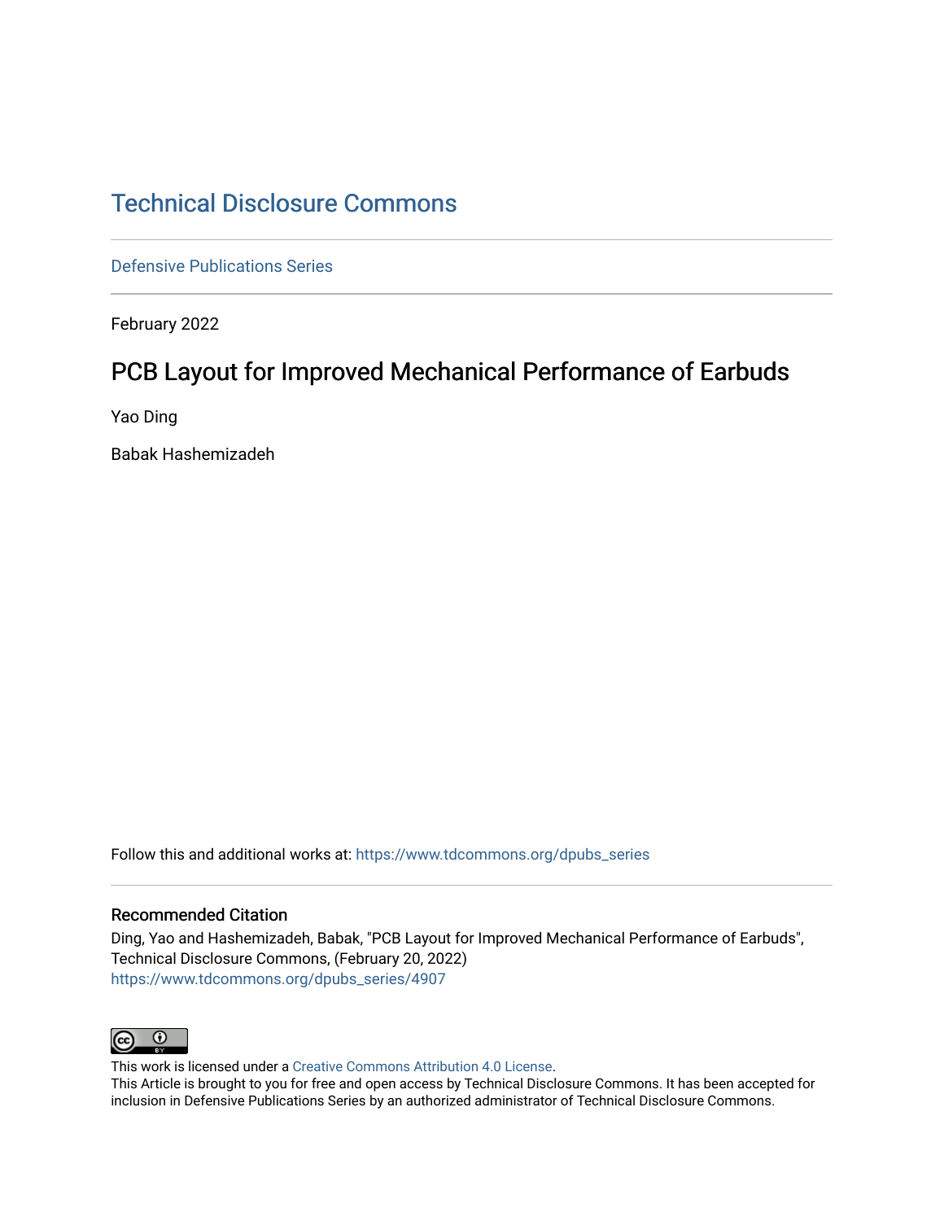# Technical Disclosure Commons

Defensive Publications Series

February 2022

## PCB Layout for Improved Mechanical Performance of Earbuds

Yao Ding

Babak Hashemizadeh

Follow this and additional works at: https://www.tdcommons.org/dpubs_series

### Recommended Citation

Ding, Yao and Hashemizadeh, Babak, "PCB Layout for Improved Mechanical Performance of Earbuds", Technical Disclosure Commons, (February 20, 2022)
https://www.tdcommons.org/dpubs_series/4907

This work is licensed under a Creative Commons Attribution 4.0 License.
This Article is brought to you for free and open access by Technical Disclosure Commons. It has been accepted for inclusion in Defensive Publications Series by an authorized administrator of Technical Disclosure Commons.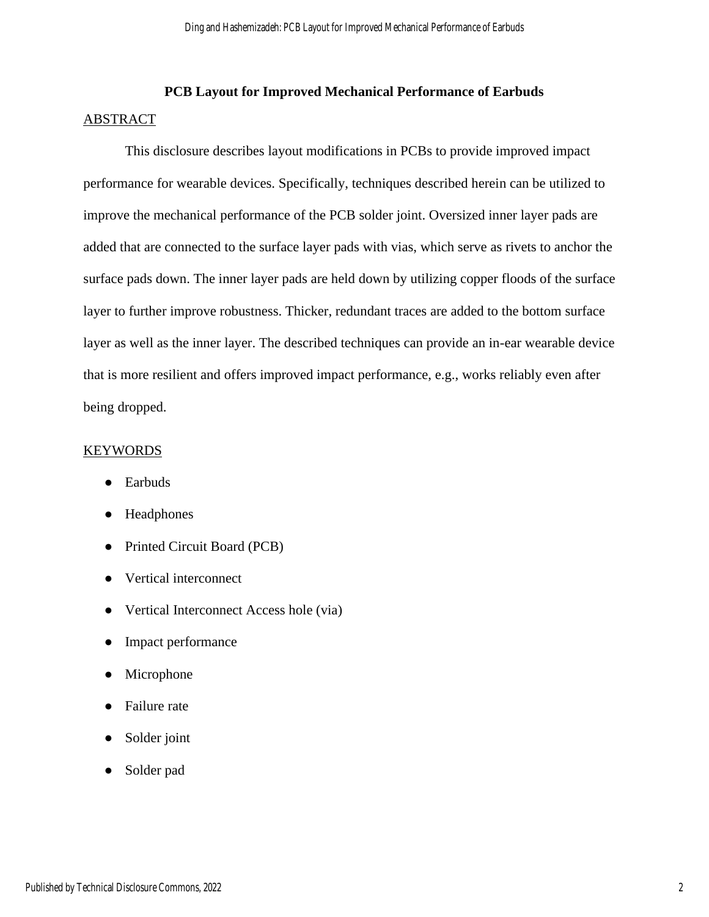# PCB Layout for Improved Mechanical Performance of Earbuds

## ABSTRACT

This disclosure describes layout modifications in PCBs to provide improved impact performance for wearable devices. Specifically, techniques described herein can be utilized to improve the mechanical performance of the PCB solder joint. Oversized inner layer pads are added that are connected to the surface layer pads with vias, which serve as rivets to anchor the surface pads down. The inner layer pads are held down by utilizing copper floods of the surface layer to further improve robustness. Thicker, redundant traces are added to the bottom surface layer as well as the inner layer. The described techniques can provide an in-ear wearable device that is more resilient and offers improved impact performance, e.g., works reliably even after being dropped.

## KEYWORDS

- Earbuds
- Headphones
- Printed Circuit Board (PCB)
- Vertical interconnect
- Vertical Interconnect Access hole (via)
- Impact performance
- Microphone
- Failure rate
- Solder joint
- Solder pad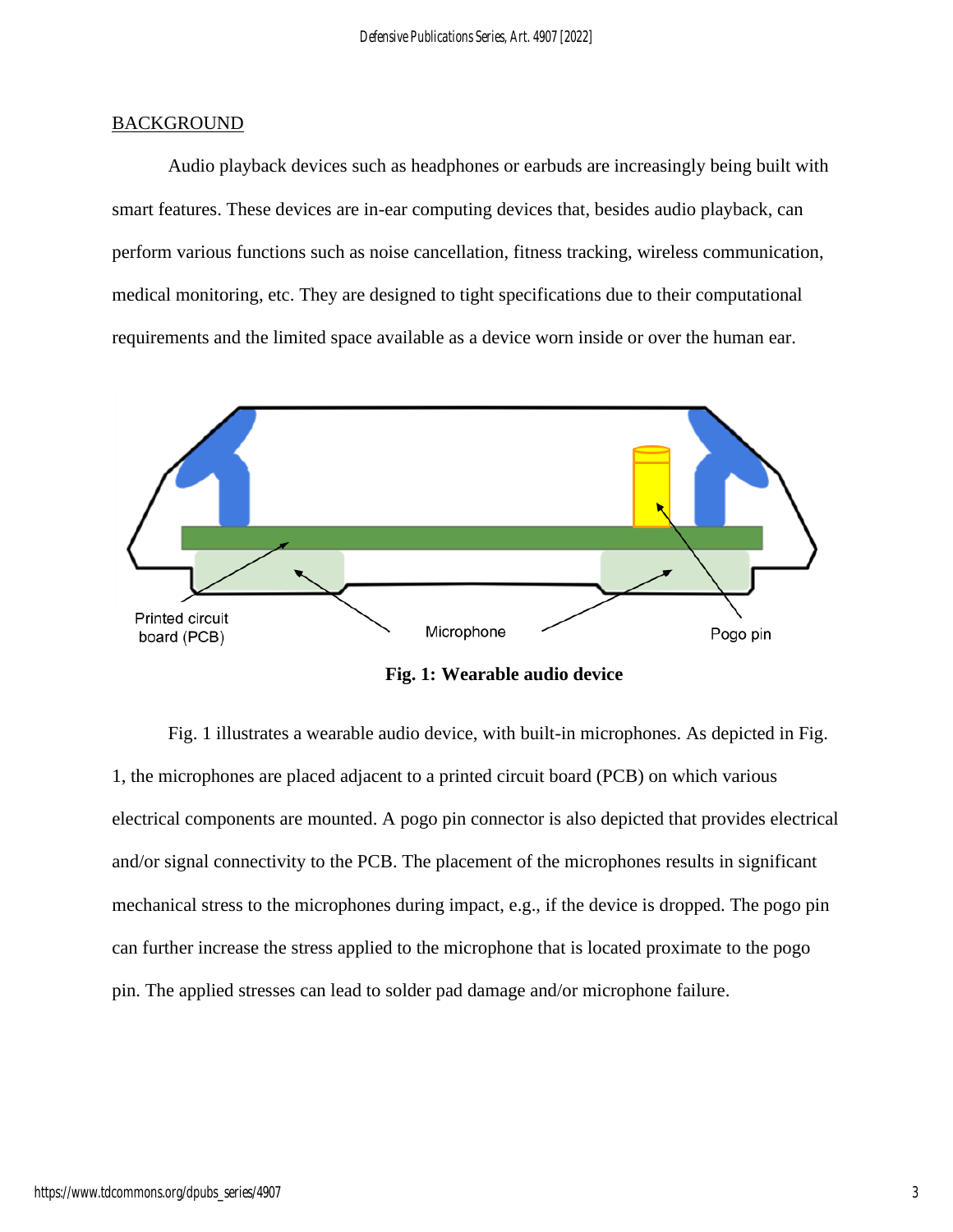## BACKGROUND

Audio playback devices such as headphones or earbuds are increasingly being built with smart features. These devices are in-ear computing devices that, besides audio playback, can perform various functions such as noise cancellation, fitness tracking, wireless communication, medical monitoring, etc. They are designed to tight specifications due to their computational requirements and the limited space available as a device worn inside or over the human ear.

**Fig. 1: Wearable audio device**

Fig. 1 illustrates a wearable audio device, with built-in microphones. As depicted in Fig. 1, the microphones are placed adjacent to a printed circuit board (PCB) on which various electrical components are mounted. A pogo pin connector is also depicted that provides electrical and/or signal connectivity to the PCB. The placement of the microphones results in significant mechanical stress to the microphones during impact, e.g., if the device is dropped. The pogo pin can further increase the stress applied to the microphone that is located proximate to the pogo pin. The applied stresses can lead to solder pad damage and/or microphone failure.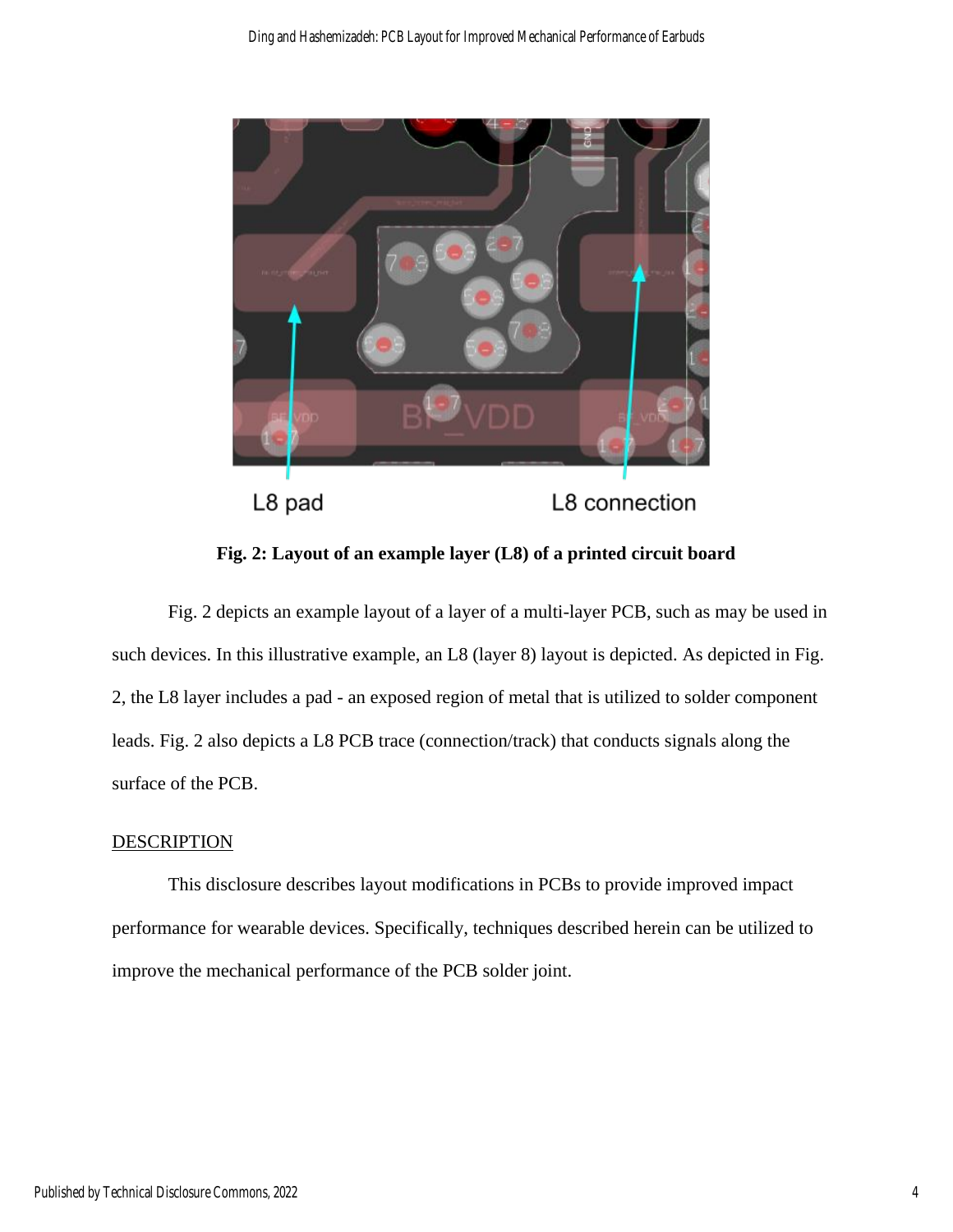L8 pad

L8 connection

**Fig. 2: Layout of an example layer (L8) of a printed circuit board**

Fig. 2 depicts an example layout of a layer of a multi-layer PCB, such as may be used in such devices. In this illustrative example, an L8 (layer 8) layout is depicted. As depicted in Fig. 2, the L8 layer includes a pad - an exposed region of metal that is utilized to solder component leads. Fig. 2 also depicts a L8 PCB trace (connection/track) that conducts signals along the surface of the PCB.

## DESCRIPTION

This disclosure describes layout modifications in PCBs to provide improved impact performance for wearable devices. Specifically, techniques described herein can be utilized to improve the mechanical performance of the PCB solder joint.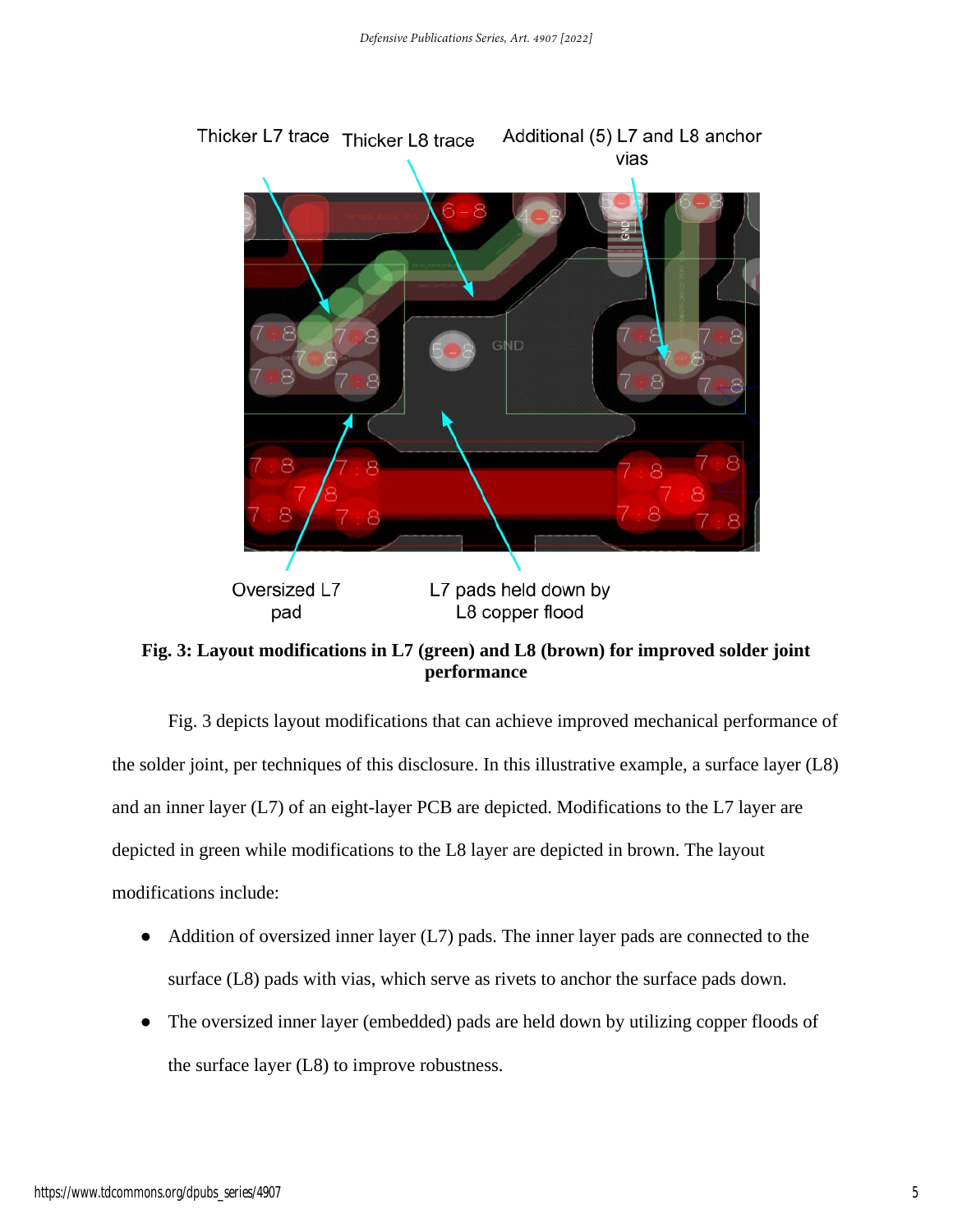**Fig. 3: Layout modifications in L7 (green) and L8 (brown) for improved solder joint performance**

Fig. 3 depicts layout modifications that can achieve improved mechanical performance of the solder joint, per techniques of this disclosure. In this illustrative example, a surface layer (L8) and an inner layer (L7) of an eight-layer PCB are depicted. Modifications to the L7 layer are depicted in green while modifications to the L8 layer are depicted in brown. The layout modifications include:

- Addition of oversized inner layer (L7) pads. The inner layer pads are connected to the surface (L8) pads with vias, which serve as rivets to anchor the surface pads down.
- The oversized inner layer (embedded) pads are held down by utilizing copper floods of the surface layer (L8) to improve robustness.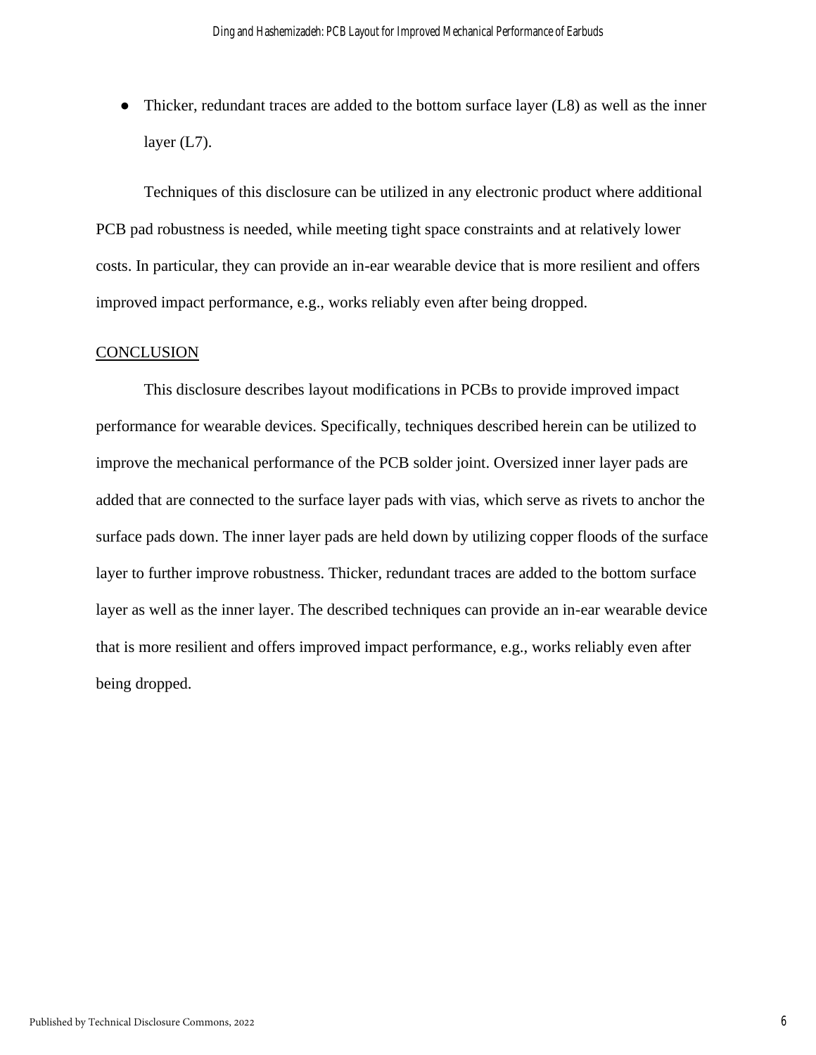- Thicker, redundant traces are added to the bottom surface layer (L8) as well as the inner layer (L7).

Techniques of this disclosure can be utilized in any electronic product where additional PCB pad robustness is needed, while meeting tight space constraints and at relatively lower costs. In particular, they can provide an in-ear wearable device that is more resilient and offers improved impact performance, e.g., works reliably even after being dropped.

## CONCLUSION

This disclosure describes layout modifications in PCBs to provide improved impact performance for wearable devices. Specifically, techniques described herein can be utilized to improve the mechanical performance of the PCB solder joint. Oversized inner layer pads are added that are connected to the surface layer pads with vias, which serve as rivets to anchor the surface pads down. The inner layer pads are held down by utilizing copper floods of the surface layer to further improve robustness. Thicker, redundant traces are added to the bottom surface layer as well as the inner layer. The described techniques can provide an in-ear wearable device that is more resilient and offers improved impact performance, e.g., works reliably even after being dropped.